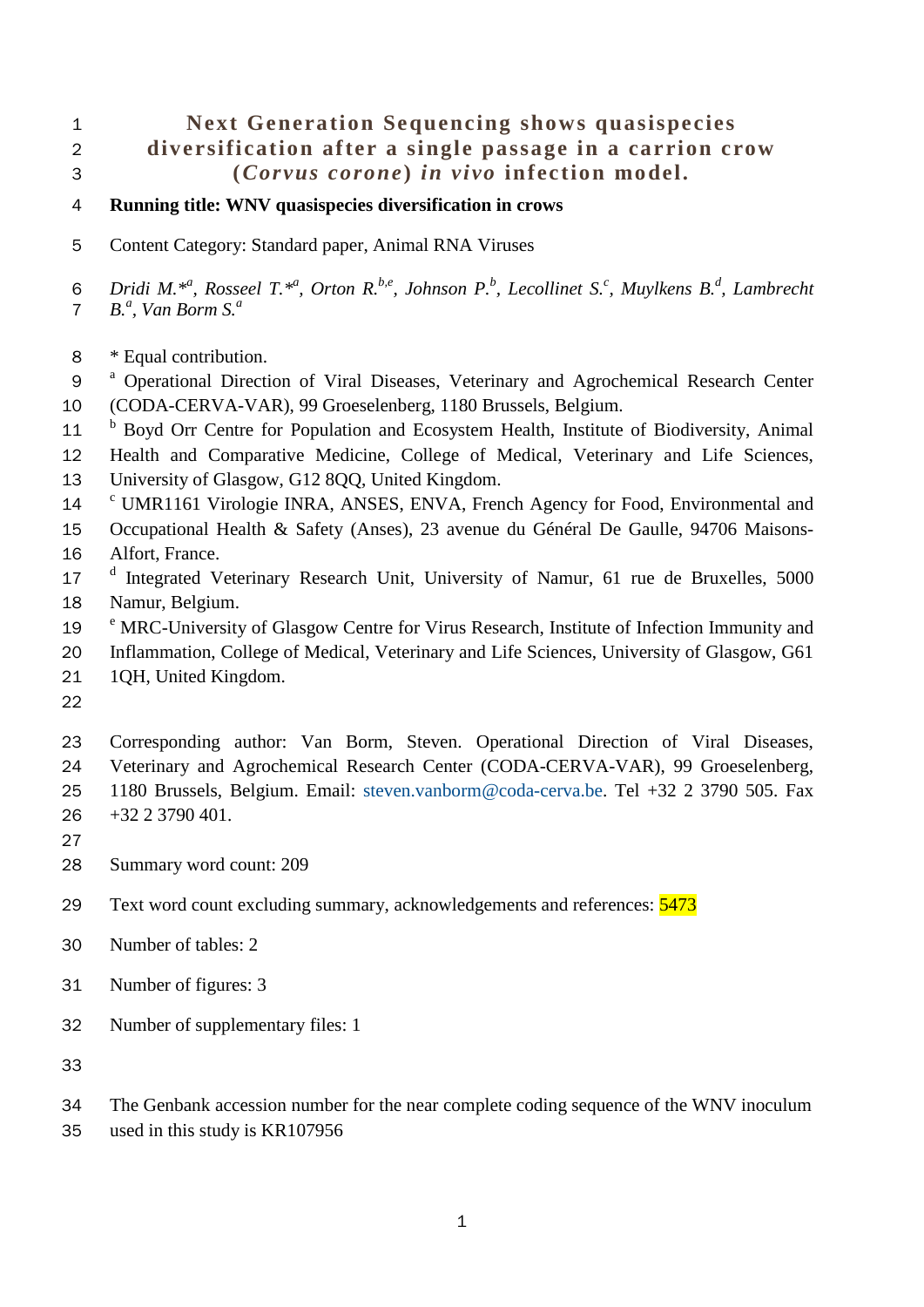# Next Generation Sequencing shows quasispecies diversification after a single passage in a carrion crow (*Corvus corone*) *in vivo* infection model.

**Running title: WNV quasispecies diversification in crows**

Content Category: Standard paper, Animal RNA Viruses

*Dridi M.*[*a], Rosseel T.*[*a], Orton R.*[b,e], *Johnson P.*[b], *Lecollinet S.*[c], *Muylkens B.*[d], *Lambrecht B.*[a], *Van Borm S.*[a]

* Equal contribution.

[a] Operational Direction of Viral Diseases, Veterinary and Agrochemical Research Center (CODA-CERVA-VAR), 99 Groeselenberg, 1180 Brussels, Belgium.

[b] Boyd Orr Centre for Population and Ecosystem Health, Institute of Biodiversity, Animal Health and Comparative Medicine, College of Medical, Veterinary and Life Sciences, University of Glasgow, G12 8QQ, United Kingdom.

[c] UMR1161 Virologie INRA, ANSES, ENVA, French Agency for Food, Environmental and Occupational Health & Safety (Anses), 23 avenue du Général De Gaulle, 94706 Maisons-Alfort, France.

[d] Integrated Veterinary Research Unit, University of Namur, 61 rue de Bruxelles, 5000 Namur, Belgium.

[e] MRC-University of Glasgow Centre for Virus Research, Institute of Infection Immunity and Inflammation, College of Medical, Veterinary and Life Sciences, University of Glasgow, G61 1QH, United Kingdom.

Corresponding author: Van Borm, Steven. Operational Direction of Viral Diseases, Veterinary and Agrochemical Research Center (CODA-CERVA-VAR), 99 Groeselenberg, 1180 Brussels, Belgium. Email: steven.vanborm@coda-cerva.be. Tel +32 2 3790 505. Fax +32 2 3790 401.

Summary word count: 209

Text word count excluding summary, acknowledgements and references: 5473

Number of tables: 2

Number of figures: 3

Number of supplementary files: 1

The Genbank accession number for the near complete coding sequence of the WNV inoculum used in this study is KR107956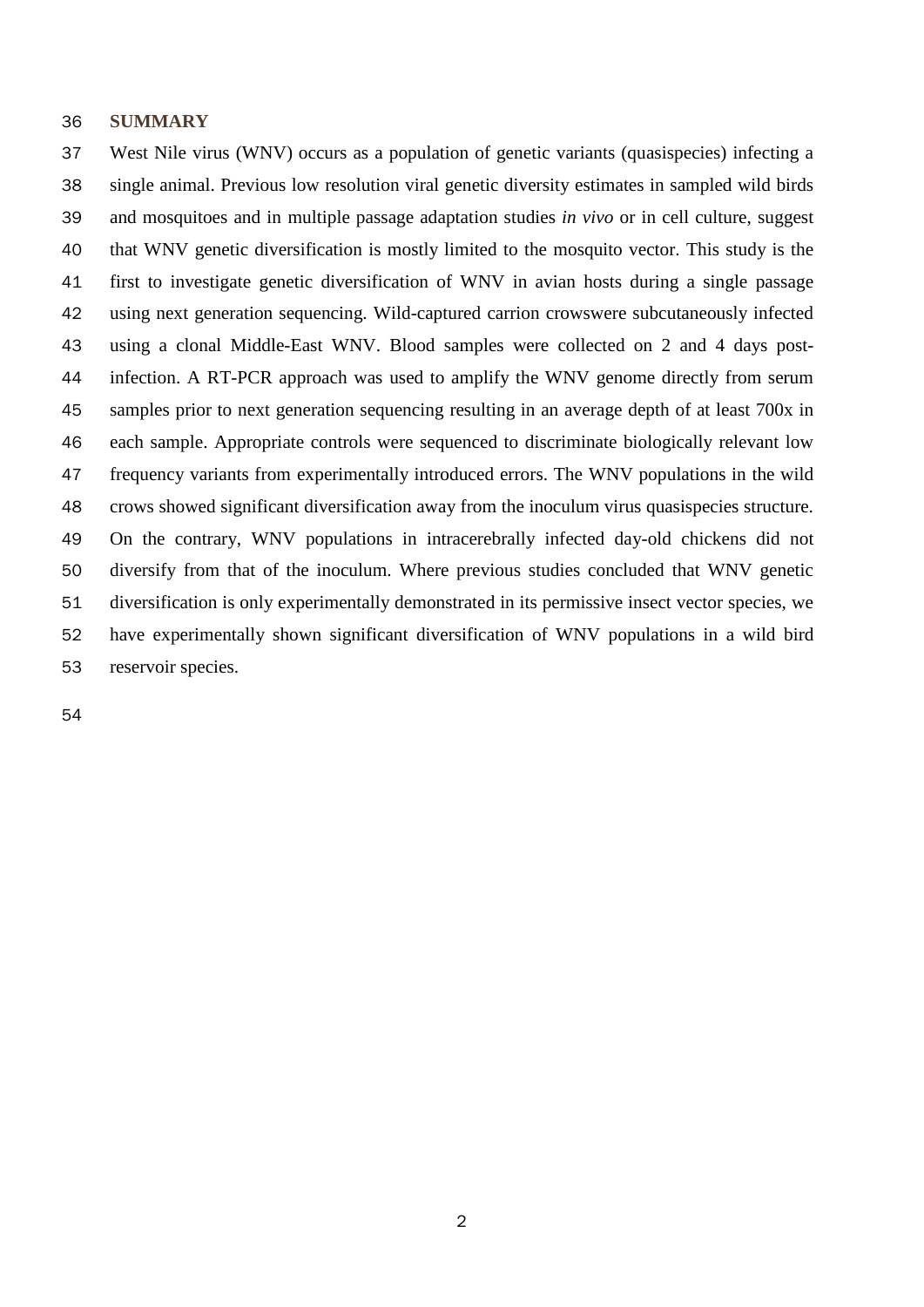## SUMMARY

West Nile virus (WNV) occurs as a population of genetic variants (quasispecies) infecting a single animal. Previous low resolution viral genetic diversity estimates in sampled wild birds and mosquitoes and in multiple passage adaptation studies *in vivo* or in cell culture, suggest that WNV genetic diversification is mostly limited to the mosquito vector. This study is the first to investigate genetic diversification of WNV in avian hosts during a single passage using next generation sequencing. Wild-captured carrion crowswere subcutaneously infected using a clonal Middle-East WNV. Blood samples were collected on 2 and 4 days post-infection. A RT-PCR approach was used to amplify the WNV genome directly from serum samples prior to next generation sequencing resulting in an average depth of at least 700x in each sample. Appropriate controls were sequenced to discriminate biologically relevant low frequency variants from experimentally introduced errors. The WNV populations in the wild crows showed significant diversification away from the inoculum virus quasispecies structure. On the contrary, WNV populations in intracerebrally infected day-old chickens did not diversify from that of the inoculum. Where previous studies concluded that WNV genetic diversification is only experimentally demonstrated in its permissive insect vector species, we have experimentally shown significant diversification of WNV populations in a wild bird reservoir species.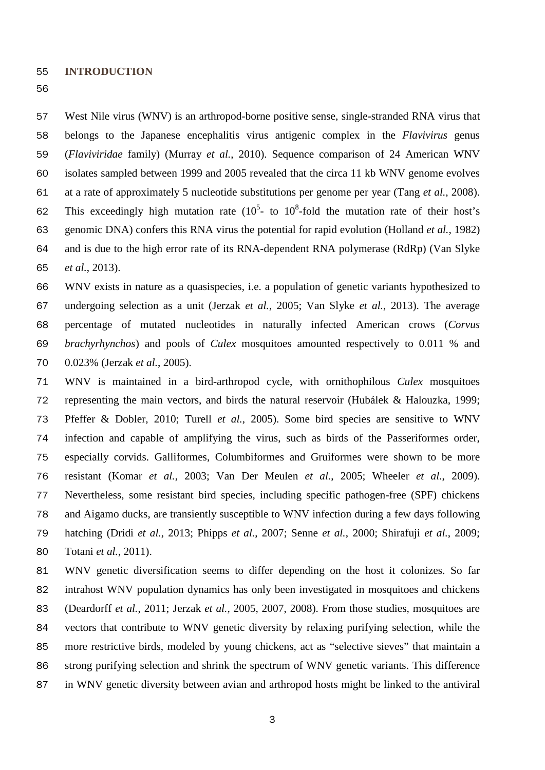## INTRODUCTION

West Nile virus (WNV) is an arthropod-borne positive sense, single-stranded RNA virus that belongs to the Japanese encephalitis virus antigenic complex in the *Flavivirus* genus (*Flaviviridae* family) (Murray *et al.*, 2010). Sequence comparison of 24 American WNV isolates sampled between 1999 and 2005 revealed that the circa 11 kb WNV genome evolves at a rate of approximately 5 nucleotide substitutions per genome per year (Tang *et al.*, 2008). This exceedingly high mutation rate ($10^5$- to $10^8$-fold the mutation rate of their host's genomic DNA) confers this RNA virus the potential for rapid evolution (Holland *et al.*, 1982) and is due to the high error rate of its RNA-dependent RNA polymerase (RdRp) (Van Slyke *et al.*, 2013).

WNV exists in nature as a quasispecies, i.e. a population of genetic variants hypothesized to undergoing selection as a unit (Jerzak *et al.*, 2005; Van Slyke *et al.*, 2013). The average percentage of mutated nucleotides in naturally infected American crows (*Corvus brachyrhynchos*) and pools of *Culex* mosquitoes amounted respectively to 0.011 % and 0.023% (Jerzak *et al.*, 2005).

WNV is maintained in a bird-arthropod cycle, with ornithophilous *Culex* mosquitoes representing the main vectors, and birds the natural reservoir (Hubálek & Halouzka, 1999; Pfeffer & Dobler, 2010; Turell *et al.*, 2005). Some bird species are sensitive to WNV infection and capable of amplifying the virus, such as birds of the Passeriformes order, especially corvids. Galliformes, Columbiformes and Gruiformes were shown to be more resistant (Komar *et al.*, 2003; Van Der Meulen *et al.*, 2005; Wheeler *et al.*, 2009). Nevertheless, some resistant bird species, including specific pathogen-free (SPF) chickens and Aigamo ducks, are transiently susceptible to WNV infection during a few days following hatching (Dridi *et al.*, 2013; Phipps *et al.*, 2007; Senne *et al.*, 2000; Shirafuji *et al.*, 2009; Totani *et al.*, 2011).

WNV genetic diversification seems to differ depending on the host it colonizes. So far intrahost WNV population dynamics has only been investigated in mosquitoes and chickens (Deardorff *et al.*, 2011; Jerzak *et al.*, 2005, 2007, 2008). From those studies, mosquitoes are vectors that contribute to WNV genetic diversity by relaxing purifying selection, while the more restrictive birds, modeled by young chickens, act as "selective sieves" that maintain a strong purifying selection and shrink the spectrum of WNV genetic variants. This difference in WNV genetic diversity between avian and arthropod hosts might be linked to the antiviral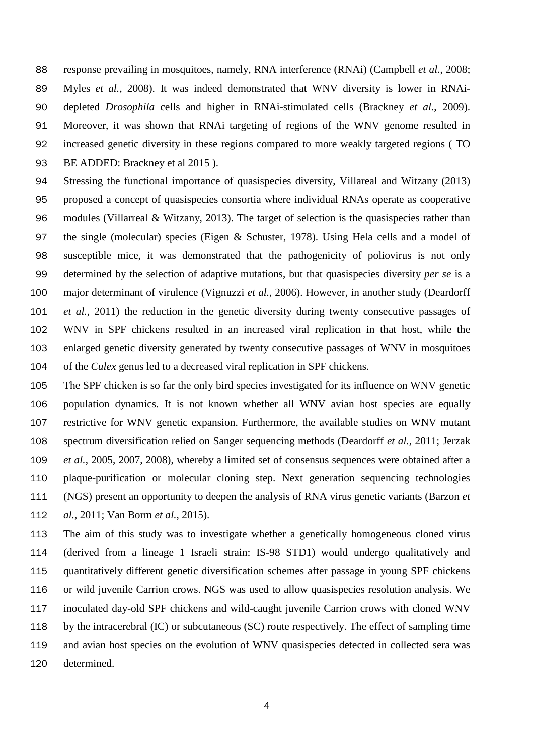response prevailing in mosquitoes, namely, RNA interference (RNAi) (Campbell *et al.*, 2008; Myles *et al.*, 2008). It was indeed demonstrated that WNV diversity is lower in RNAi-depleted *Drosophila* cells and higher in RNAi-stimulated cells (Brackney *et al.*, 2009). Moreover, it was shown that RNAi targeting of regions of the WNV genome resulted in increased genetic diversity in these regions compared to more weakly targeted regions ( TO BE ADDED: Brackney et al 2015 ).

Stressing the functional importance of quasispecies diversity, Villareal and Witzany (2013) proposed a concept of quasispecies consortia where individual RNAs operate as cooperative modules (Villarreal & Witzany, 2013). The target of selection is the quasispecies rather than the single (molecular) species (Eigen & Schuster, 1978). Using Hela cells and a model of susceptible mice, it was demonstrated that the pathogenicity of poliovirus is not only determined by the selection of adaptive mutations, but that quasispecies diversity *per se* is a major determinant of virulence (Vignuzzi *et al.*, 2006). However, in another study (Deardorff *et al.*, 2011) the reduction in the genetic diversity during twenty consecutive passages of WNV in SPF chickens resulted in an increased viral replication in that host, while the enlarged genetic diversity generated by twenty consecutive passages of WNV in mosquitoes of the *Culex* genus led to a decreased viral replication in SPF chickens.

The SPF chicken is so far the only bird species investigated for its influence on WNV genetic population dynamics. It is not known whether all WNV avian host species are equally restrictive for WNV genetic expansion. Furthermore, the available studies on WNV mutant spectrum diversification relied on Sanger sequencing methods (Deardorff *et al.*, 2011; Jerzak *et al.*, 2005, 2007, 2008), whereby a limited set of consensus sequences were obtained after a plaque-purification or molecular cloning step. Next generation sequencing technologies (NGS) present an opportunity to deepen the analysis of RNA virus genetic variants (Barzon *et al.*, 2011; Van Borm *et al.*, 2015).

The aim of this study was to investigate whether a genetically homogeneous cloned virus (derived from a lineage 1 Israeli strain: IS-98 STD1) would undergo qualitatively and quantitatively different genetic diversification schemes after passage in young SPF chickens or wild juvenile Carrion crows. NGS was used to allow quasispecies resolution analysis. We inoculated day-old SPF chickens and wild-caught juvenile Carrion crows with cloned WNV by the intracerebral (IC) or subcutaneous (SC) route respectively. The effect of sampling time and avian host species on the evolution of WNV quasispecies detected in collected sera was determined.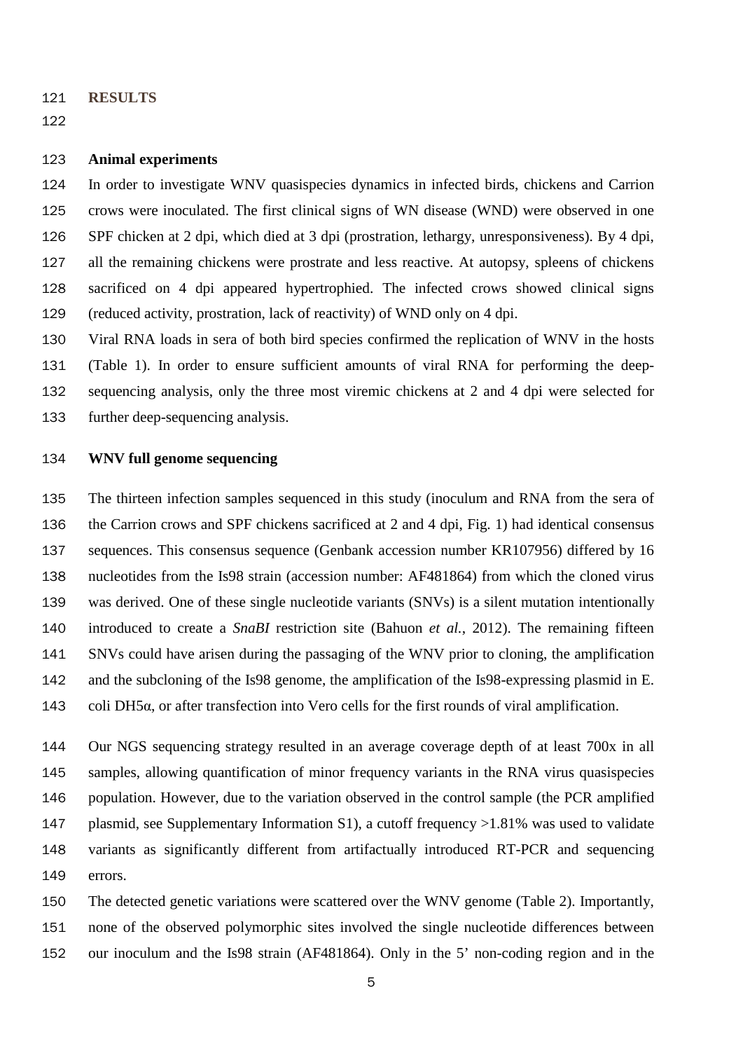## RESULTS

### Animal experiments

In order to investigate WNV quasispecies dynamics in infected birds, chickens and Carrion crows were inoculated. The first clinical signs of WN disease (WND) were observed in one SPF chicken at 2 dpi, which died at 3 dpi (prostration, lethargy, unresponsiveness). By 4 dpi, all the remaining chickens were prostrate and less reactive. At autopsy, spleens of chickens sacrificed on 4 dpi appeared hypertrophied. The infected crows showed clinical signs (reduced activity, prostration, lack of reactivity) of WND only on 4 dpi.

Viral RNA loads in sera of both bird species confirmed the replication of WNV in the hosts (Table 1). In order to ensure sufficient amounts of viral RNA for performing the deep-sequencing analysis, only the three most viremic chickens at 2 and 4 dpi were selected for further deep-sequencing analysis.

### WNV full genome sequencing

The thirteen infection samples sequenced in this study (inoculum and RNA from the sera of the Carrion crows and SPF chickens sacrificed at 2 and 4 dpi, Fig. 1) had identical consensus sequences. This consensus sequence (Genbank accession number KR107956) differed by 16 nucleotides from the Is98 strain (accession number: AF481864) from which the cloned virus was derived. One of these single nucleotide variants (SNVs) is a silent mutation intentionally introduced to create a *SnaBI* restriction site (Bahuon *et al.*, 2012). The remaining fifteen SNVs could have arisen during the passaging of the WNV prior to cloning, the amplification and the subcloning of the Is98 genome, the amplification of the Is98-expressing plasmid in E. coli DH5α, or after transfection into Vero cells for the first rounds of viral amplification.

Our NGS sequencing strategy resulted in an average coverage depth of at least 700x in all samples, allowing quantification of minor frequency variants in the RNA virus quasispecies population. However, due to the variation observed in the control sample (the PCR amplified plasmid, see Supplementary Information S1), a cutoff frequency >1.81% was used to validate variants as significantly different from artifactually introduced RT-PCR and sequencing errors.

The detected genetic variations were scattered over the WNV genome (Table 2). Importantly, none of the observed polymorphic sites involved the single nucleotide differences between our inoculum and the Is98 strain (AF481864). Only in the 5' non-coding region and in the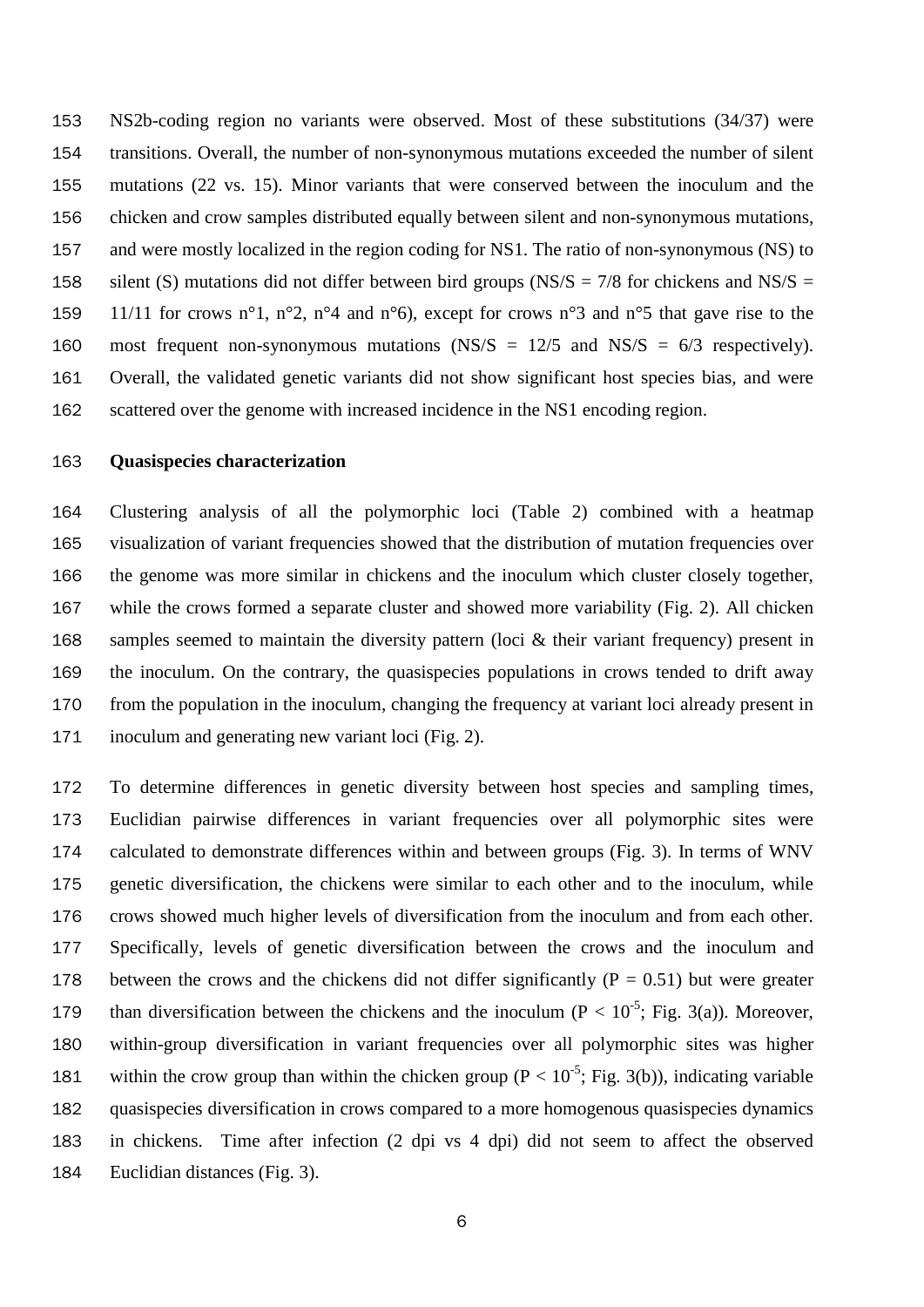NS2b-coding region no variants were observed. Most of these substitutions (34/37) were transitions. Overall, the number of non-synonymous mutations exceeded the number of silent mutations (22 vs. 15). Minor variants that were conserved between the inoculum and the chicken and crow samples distributed equally between silent and non-synonymous mutations, and were mostly localized in the region coding for NS1. The ratio of non-synonymous (NS) to silent (S) mutations did not differ between bird groups (NS/S = 7/8 for chickens and NS/S = 11/11 for crows n°1, n°2, n°4 and n°6), except for crows n°3 and n°5 that gave rise to the most frequent non-synonymous mutations (NS/S = 12/5 and NS/S = 6/3 respectively). Overall, the validated genetic variants did not show significant host species bias, and were scattered over the genome with increased incidence in the NS1 encoding region.

**Quasispecies characterization**

Clustering analysis of all the polymorphic loci (Table 2) combined with a heatmap visualization of variant frequencies showed that the distribution of mutation frequencies over the genome was more similar in chickens and the inoculum which cluster closely together, while the crows formed a separate cluster and showed more variability (Fig. 2). All chicken samples seemed to maintain the diversity pattern (loci & their variant frequency) present in the inoculum. On the contrary, the quasispecies populations in crows tended to drift away from the population in the inoculum, changing the frequency at variant loci already present in inoculum and generating new variant loci (Fig. 2).

To determine differences in genetic diversity between host species and sampling times, Euclidian pairwise differences in variant frequencies over all polymorphic sites were calculated to demonstrate differences within and between groups (Fig. 3). In terms of WNV genetic diversification, the chickens were similar to each other and to the inoculum, while crows showed much higher levels of diversification from the inoculum and from each other. Specifically, levels of genetic diversification between the crows and the inoculum and between the crows and the chickens did not differ significantly ($P = 0.51$) but were greater than diversification between the chickens and the inoculum ($P < 10^{-5}$; Fig. 3(a)). Moreover, within-group diversification in variant frequencies over all polymorphic sites was higher within the crow group than within the chicken group ($P < 10^{-5}$; Fig. 3(b)), indicating variable quasispecies diversification in crows compared to a more homogenous quasispecies dynamics in chickens. Time after infection (2 dpi vs 4 dpi) did not seem to affect the observed Euclidian distances (Fig. 3).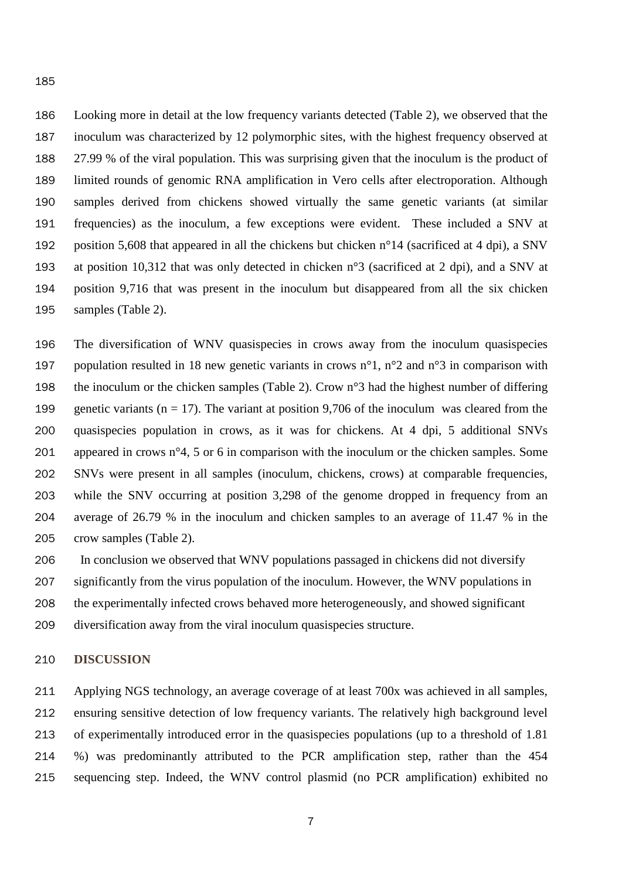Looking more in detail at the low frequency variants detected (Table 2), we observed that the inoculum was characterized by 12 polymorphic sites, with the highest frequency observed at 27.99 % of the viral population. This was surprising given that the inoculum is the product of limited rounds of genomic RNA amplification in Vero cells after electroporation. Although samples derived from chickens showed virtually the same genetic variants (at similar frequencies) as the inoculum, a few exceptions were evident. These included a SNV at position 5,608 that appeared in all the chickens but chicken n°14 (sacrificed at 4 dpi), a SNV at position 10,312 that was only detected in chicken n°3 (sacrificed at 2 dpi), and a SNV at position 9,716 that was present in the inoculum but disappeared from all the six chicken samples (Table 2).

The diversification of WNV quasispecies in crows away from the inoculum quasispecies population resulted in 18 new genetic variants in crows n°1, n°2 and n°3 in comparison with the inoculum or the chicken samples (Table 2). Crow n°3 had the highest number of differing genetic variants (n = 17). The variant at position 9,706 of the inoculum was cleared from the quasispecies population in crows, as it was for chickens. At 4 dpi, 5 additional SNVs appeared in crows n°4, 5 or 6 in comparison with the inoculum or the chicken samples. Some SNVs were present in all samples (inoculum, chickens, crows) at comparable frequencies, while the SNV occurring at position 3,298 of the genome dropped in frequency from an average of 26.79 % in the inoculum and chicken samples to an average of 11.47 % in the crow samples (Table 2).

In conclusion we observed that WNV populations passaged in chickens did not diversify significantly from the virus population of the inoculum. However, the WNV populations in the experimentally infected crows behaved more heterogeneously, and showed significant diversification away from the viral inoculum quasispecies structure.

## DISCUSSION

Applying NGS technology, an average coverage of at least 700x was achieved in all samples, ensuring sensitive detection of low frequency variants. The relatively high background level of experimentally introduced error in the quasispecies populations (up to a threshold of 1.81 %) was predominantly attributed to the PCR amplification step, rather than the 454 sequencing step. Indeed, the WNV control plasmid (no PCR amplification) exhibited no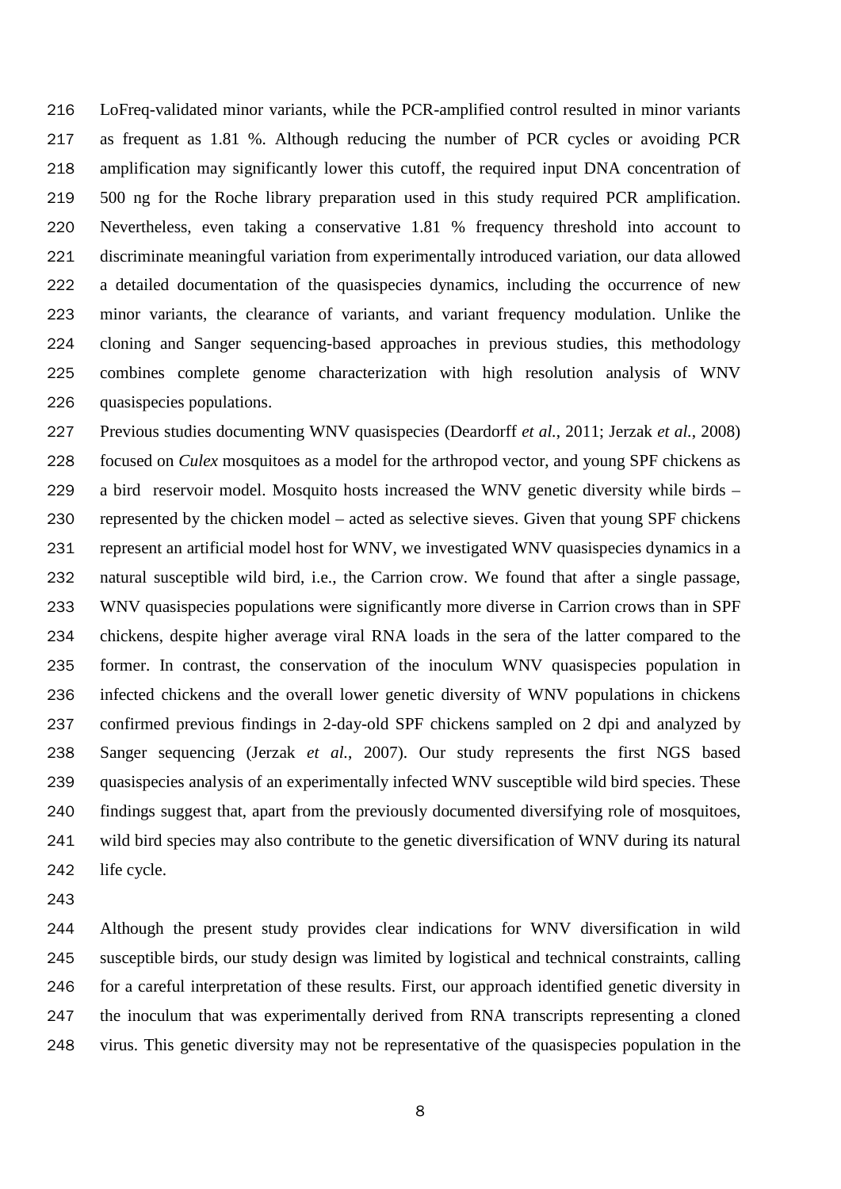LoFreq-validated minor variants, while the PCR-amplified control resulted in minor variants as frequent as 1.81 %. Although reducing the number of PCR cycles or avoiding PCR amplification may significantly lower this cutoff, the required input DNA concentration of 500 ng for the Roche library preparation used in this study required PCR amplification. Nevertheless, even taking a conservative 1.81 % frequency threshold into account to discriminate meaningful variation from experimentally introduced variation, our data allowed a detailed documentation of the quasispecies dynamics, including the occurrence of new minor variants, the clearance of variants, and variant frequency modulation. Unlike the cloning and Sanger sequencing-based approaches in previous studies, this methodology combines complete genome characterization with high resolution analysis of WNV quasispecies populations.

Previous studies documenting WNV quasispecies (Deardorff *et al.*, 2011; Jerzak *et al.*, 2008) focused on *Culex* mosquitoes as a model for the arthropod vector, and young SPF chickens as a bird reservoir model. Mosquito hosts increased the WNV genetic diversity while birds – represented by the chicken model – acted as selective sieves. Given that young SPF chickens represent an artificial model host for WNV, we investigated WNV quasispecies dynamics in a natural susceptible wild bird, i.e., the Carrion crow. We found that after a single passage, WNV quasispecies populations were significantly more diverse in Carrion crows than in SPF chickens, despite higher average viral RNA loads in the sera of the latter compared to the former. In contrast, the conservation of the inoculum WNV quasispecies population in infected chickens and the overall lower genetic diversity of WNV populations in chickens confirmed previous findings in 2-day-old SPF chickens sampled on 2 dpi and analyzed by Sanger sequencing (Jerzak *et al.*, 2007). Our study represents the first NGS based quasispecies analysis of an experimentally infected WNV susceptible wild bird species. These findings suggest that, apart from the previously documented diversifying role of mosquitoes, wild bird species may also contribute to the genetic diversification of WNV during its natural life cycle.

Although the present study provides clear indications for WNV diversification in wild susceptible birds, our study design was limited by logistical and technical constraints, calling for a careful interpretation of these results. First, our approach identified genetic diversity in the inoculum that was experimentally derived from RNA transcripts representing a cloned virus. This genetic diversity may not be representative of the quasispecies population in the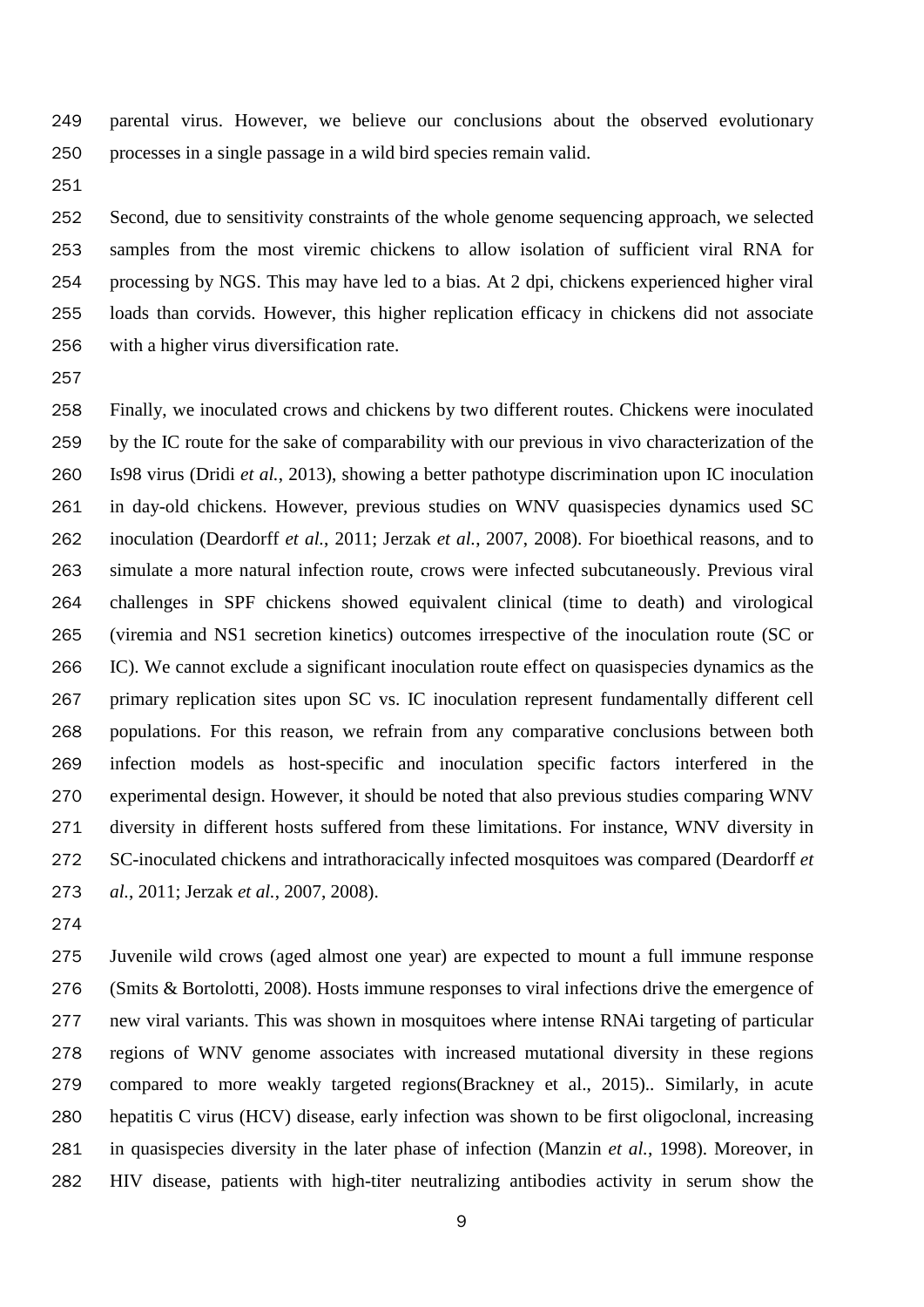parental virus. However, we believe our conclusions about the observed evolutionary processes in a single passage in a wild bird species remain valid.

Second, due to sensitivity constraints of the whole genome sequencing approach, we selected samples from the most viremic chickens to allow isolation of sufficient viral RNA for processing by NGS. This may have led to a bias. At 2 dpi, chickens experienced higher viral loads than corvids. However, this higher replication efficacy in chickens did not associate with a higher virus diversification rate.

Finally, we inoculated crows and chickens by two different routes. Chickens were inoculated by the IC route for the sake of comparability with our previous in vivo characterization of the Is98 virus (Dridi *et al.*, 2013), showing a better pathotype discrimination upon IC inoculation in day-old chickens. However, previous studies on WNV quasispecies dynamics used SC inoculation (Deardorff *et al.*, 2011; Jerzak *et al.*, 2007, 2008). For bioethical reasons, and to simulate a more natural infection route, crows were infected subcutaneously. Previous viral challenges in SPF chickens showed equivalent clinical (time to death) and virological (viremia and NS1 secretion kinetics) outcomes irrespective of the inoculation route (SC or IC). We cannot exclude a significant inoculation route effect on quasispecies dynamics as the primary replication sites upon SC vs. IC inoculation represent fundamentally different cell populations. For this reason, we refrain from any comparative conclusions between both infection models as host-specific and inoculation specific factors interfered in the experimental design. However, it should be noted that also previous studies comparing WNV diversity in different hosts suffered from these limitations. For instance, WNV diversity in SC-inoculated chickens and intrathoracically infected mosquitoes was compared (Deardorff *et al.*, 2011; Jerzak *et al.*, 2007, 2008).

Juvenile wild crows (aged almost one year) are expected to mount a full immune response (Smits & Bortolotti, 2008). Hosts immune responses to viral infections drive the emergence of new viral variants. This was shown in mosquitoes where intense RNAi targeting of particular regions of WNV genome associates with increased mutational diversity in these regions compared to more weakly targeted regions(Brackney et al., 2015).. Similarly, in acute hepatitis C virus (HCV) disease, early infection was shown to be first oligoclonal, increasing in quasispecies diversity in the later phase of infection (Manzin *et al.*, 1998). Moreover, in HIV disease, patients with high-titer neutralizing antibodies activity in serum show the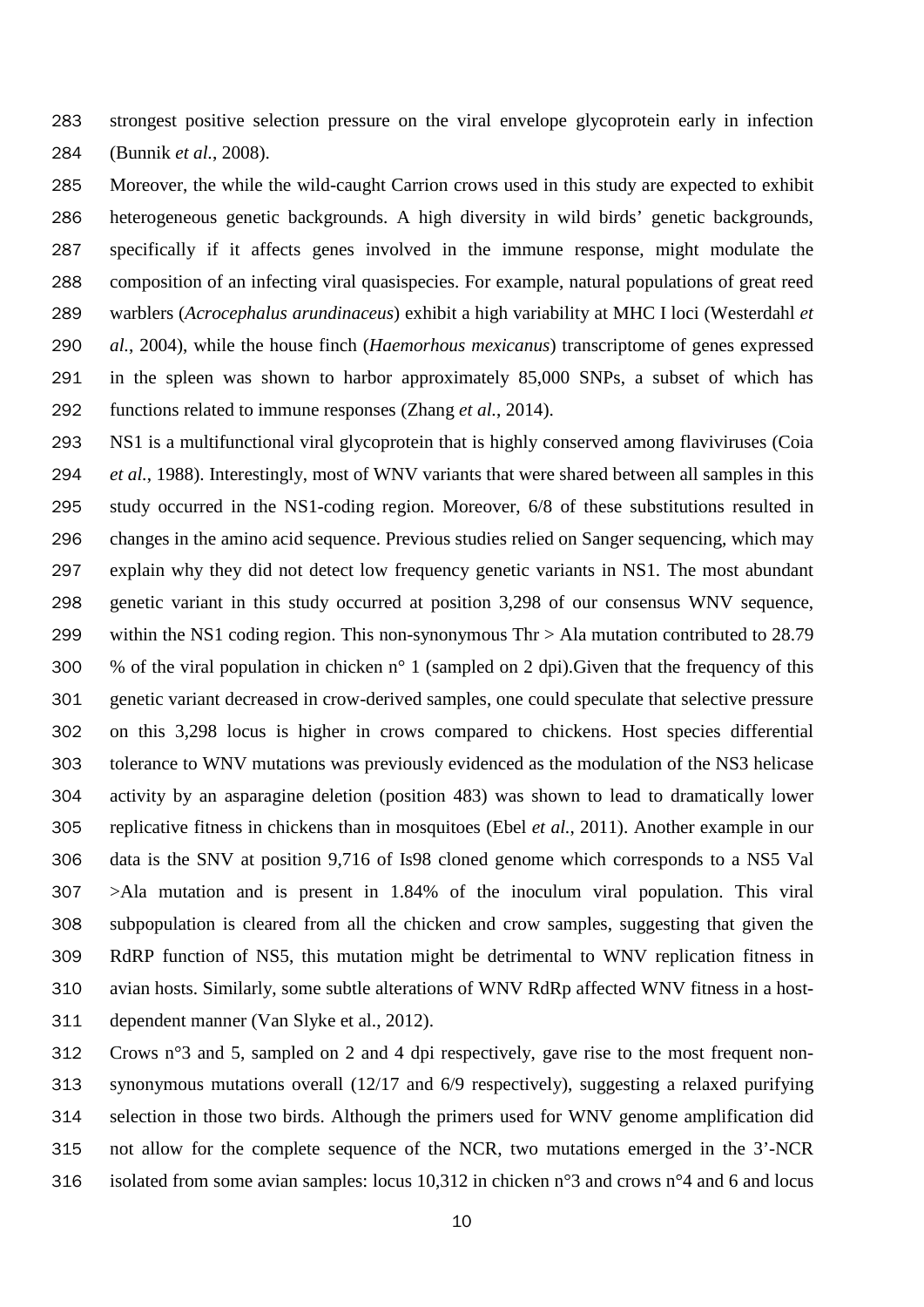strongest positive selection pressure on the viral envelope glycoprotein early in infection (Bunnik *et al.*, 2008).

Moreover, the while the wild-caught Carrion crows used in this study are expected to exhibit heterogeneous genetic backgrounds. A high diversity in wild birds' genetic backgrounds, specifically if it affects genes involved in the immune response, might modulate the composition of an infecting viral quasispecies. For example, natural populations of great reed warblers (*Acrocephalus arundinaceus*) exhibit a high variability at MHC I loci (Westerdahl *et al.*, 2004), while the house finch (*Haemorhous mexicanus*) transcriptome of genes expressed in the spleen was shown to harbor approximately 85,000 SNPs, a subset of which has functions related to immune responses (Zhang *et al.*, 2014).

NS1 is a multifunctional viral glycoprotein that is highly conserved among flaviviruses (Coia *et al.*, 1988). Interestingly, most of WNV variants that were shared between all samples in this study occurred in the NS1-coding region. Moreover, 6/8 of these substitutions resulted in changes in the amino acid sequence. Previous studies relied on Sanger sequencing, which may explain why they did not detect low frequency genetic variants in NS1. The most abundant genetic variant in this study occurred at position 3,298 of our consensus WNV sequence, within the NS1 coding region. This non-synonymous Thr > Ala mutation contributed to 28.79 % of the viral population in chicken n° 1 (sampled on 2 dpi).Given that the frequency of this genetic variant decreased in crow-derived samples, one could speculate that selective pressure on this 3,298 locus is higher in crows compared to chickens. Host species differential tolerance to WNV mutations was previously evidenced as the modulation of the NS3 helicase activity by an asparagine deletion (position 483) was shown to lead to dramatically lower replicative fitness in chickens than in mosquitoes (Ebel *et al.*, 2011). Another example in our data is the SNV at position 9,716 of Is98 cloned genome which corresponds to a NS5 Val >Ala mutation and is present in 1.84% of the inoculum viral population. This viral subpopulation is cleared from all the chicken and crow samples, suggesting that given the RdRP function of NS5, this mutation might be detrimental to WNV replication fitness in avian hosts. Similarly, some subtle alterations of WNV RdRp affected WNV fitness in a host-dependent manner (Van Slyke et al., 2012).

Crows n°3 and 5, sampled on 2 and 4 dpi respectively, gave rise to the most frequent non-synonymous mutations overall (12/17 and 6/9 respectively), suggesting a relaxed purifying selection in those two birds. Although the primers used for WNV genome amplification did not allow for the complete sequence of the NCR, two mutations emerged in the 3'-NCR isolated from some avian samples: locus 10,312 in chicken n°3 and crows n°4 and 6 and locus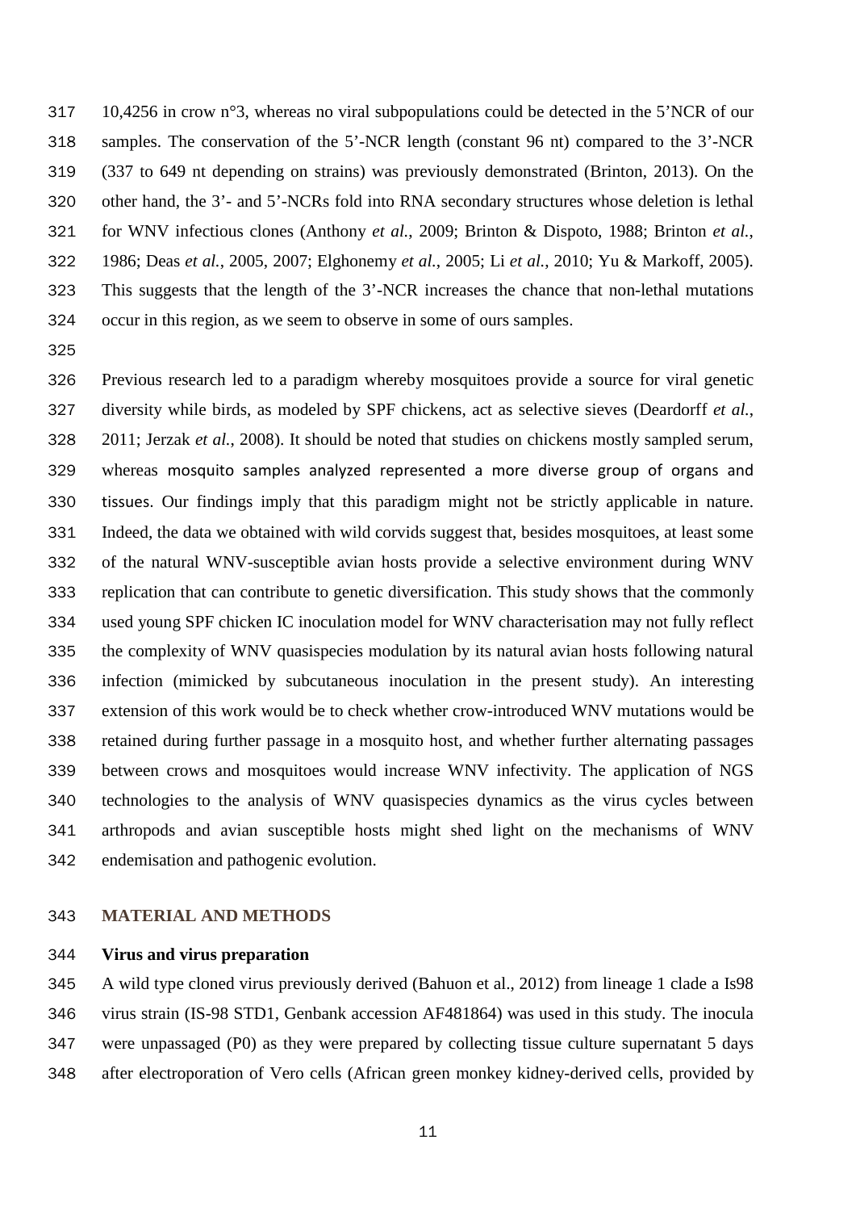10,4256 in crow n°3, whereas no viral subpopulations could be detected in the 5'NCR of our samples. The conservation of the 5'-NCR length (constant 96 nt) compared to the 3'-NCR (337 to 649 nt depending on strains) was previously demonstrated (Brinton, 2013). On the other hand, the 3'- and 5'-NCRs fold into RNA secondary structures whose deletion is lethal for WNV infectious clones (Anthony *et al.*, 2009; Brinton & Dispoto, 1988; Brinton *et al.*, 1986; Deas *et al.*, 2005, 2007; Elghonemy *et al.*, 2005; Li *et al.*, 2010; Yu & Markoff, 2005). This suggests that the length of the 3'-NCR increases the chance that non-lethal mutations occur in this region, as we seem to observe in some of ours samples.

Previous research led to a paradigm whereby mosquitoes provide a source for viral genetic diversity while birds, as modeled by SPF chickens, act as selective sieves (Deardorff *et al.*, 2011; Jerzak *et al.*, 2008). It should be noted that studies on chickens mostly sampled serum, whereas mosquito samples analyzed represented a more diverse group of organs and tissues. Our findings imply that this paradigm might not be strictly applicable in nature. Indeed, the data we obtained with wild corvids suggest that, besides mosquitoes, at least some of the natural WNV-susceptible avian hosts provide a selective environment during WNV replication that can contribute to genetic diversification. This study shows that the commonly used young SPF chicken IC inoculation model for WNV characterisation may not fully reflect the complexity of WNV quasispecies modulation by its natural avian hosts following natural infection (mimicked by subcutaneous inoculation in the present study). An interesting extension of this work would be to check whether crow-introduced WNV mutations would be retained during further passage in a mosquito host, and whether further alternating passages between crows and mosquitoes would increase WNV infectivity. The application of NGS technologies to the analysis of WNV quasispecies dynamics as the virus cycles between arthropods and avian susceptible hosts might shed light on the mechanisms of WNV endemisation and pathogenic evolution.

## MATERIAL AND METHODS

### Virus and virus preparation

A wild type cloned virus previously derived (Bahuon et al., 2012) from lineage 1 clade a Is98 virus strain (IS-98 STD1, Genbank accession AF481864) was used in this study. The inocula were unpassaged (P0) as they were prepared by collecting tissue culture supernatant 5 days after electroporation of Vero cells (African green monkey kidney-derived cells, provided by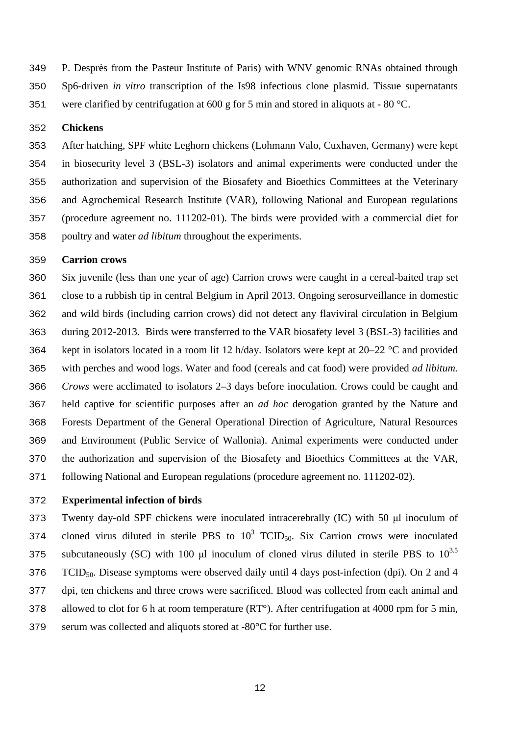P. Desprès from the Pasteur Institute of Paris) with WNV genomic RNAs obtained through Sp6-driven *in vitro* transcription of the Is98 infectious clone plasmid. Tissue supernatants were clarified by centrifugation at 600 g for 5 min and stored in aliquots at - 80 °C.

**Chickens**

After hatching, SPF white Leghorn chickens (Lohmann Valo, Cuxhaven, Germany) were kept in biosecurity level 3 (BSL-3) isolators and animal experiments were conducted under the authorization and supervision of the Biosafety and Bioethics Committees at the Veterinary and Agrochemical Research Institute (VAR), following National and European regulations (procedure agreement no. 111202-01). The birds were provided with a commercial diet for poultry and water *ad libitum* throughout the experiments.

**Carrion crows**

Six juvenile (less than one year of age) Carrion crows were caught in a cereal-baited trap set close to a rubbish tip in central Belgium in April 2013. Ongoing serosurveillance in domestic and wild birds (including carrion crows) did not detect any flaviviral circulation in Belgium during 2012-2013. Birds were transferred to the VAR biosafety level 3 (BSL-3) facilities and kept in isolators located in a room lit 12 h/day. Isolators were kept at 20–22 °C and provided with perches and wood logs. Water and food (cereals and cat food) were provided *ad libitum. Crows* were acclimated to isolators 2–3 days before inoculation. Crows could be caught and held captive for scientific purposes after an *ad hoc* derogation granted by the Nature and Forests Department of the General Operational Direction of Agriculture, Natural Resources and Environment (Public Service of Wallonia). Animal experiments were conducted under the authorization and supervision of the Biosafety and Bioethics Committees at the VAR, following National and European regulations (procedure agreement no. 111202-02).

**Experimental infection of birds**

Twenty day-old SPF chickens were inoculated intracerebrally (IC) with 50 μl inoculum of cloned virus diluted in sterile PBS to $10^3$ $TCID_{50}$. Six Carrion crows were inoculated subcutaneously (SC) with 100 μl inoculum of cloned virus diluted in sterile PBS to $10^{3.5}$ $TCID_{50}$. Disease symptoms were observed daily until 4 days post-infection (dpi). On 2 and 4 dpi, ten chickens and three crows were sacrificed. Blood was collected from each animal and allowed to clot for 6 h at room temperature (RT°). After centrifugation at 4000 rpm for 5 min, serum was collected and aliquots stored at -80°C for further use.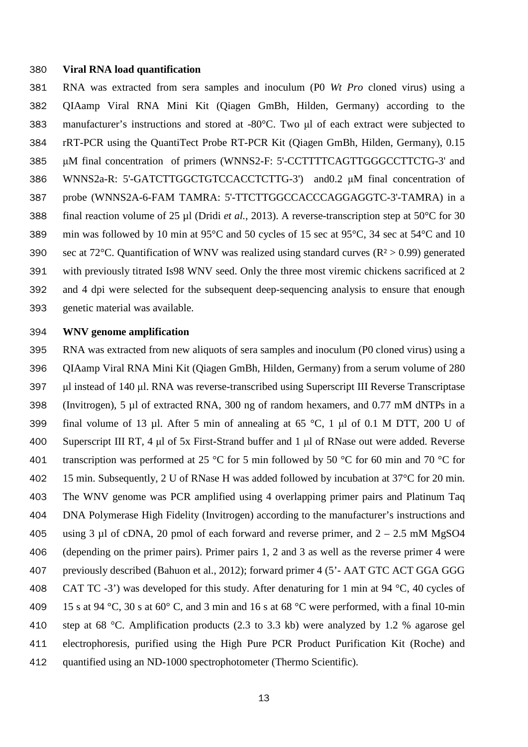**Viral RNA load quantification**

RNA was extracted from sera samples and inoculum (P0 *Wt Pro* cloned virus) using a QIAamp Viral RNA Mini Kit (Qiagen GmBh, Hilden, Germany) according to the manufacturer's instructions and stored at -80°C. Two µl of each extract were subjected to rRT-PCR using the QuantiTect Probe RT-PCR Kit (Qiagen GmBh, Hilden, Germany), 0.15 µM final concentration of primers (WNNS2-F: 5'-CCTTTTCAGTTGGGCCTTCTG-3' and WNNS2a-R: 5'-GATCTTGGCTGTCCACCTCTTG-3') and0.2 µM final concentration of probe (WNNS2A-6-FAM TAMRA: 5'-TTCTTGGCCACCCAGGAGGTC-3'-TAMRA) in a final reaction volume of 25 µl (Dridi *et al.*, 2013). A reverse-transcription step at 50°C for 30 min was followed by 10 min at 95°C and 50 cycles of 15 sec at 95°C, 34 sec at 54°C and 10 sec at 72°C. Quantification of WNV was realized using standard curves ($R^2 > 0.99$) generated with previously titrated Is98 WNV seed. Only the three most viremic chickens sacrificed at 2 and 4 dpi were selected for the subsequent deep-sequencing analysis to ensure that enough genetic material was available.

**WNV genome amplification**

RNA was extracted from new aliquots of sera samples and inoculum (P0 cloned virus) using a QIAamp Viral RNA Mini Kit (Qiagen GmBh, Hilden, Germany) from a serum volume of 280 µl instead of 140 µl. RNA was reverse-transcribed using Superscript III Reverse Transcriptase (Invitrogen), 5 µl of extracted RNA, 300 ng of random hexamers, and 0.77 mM dNTPs in a final volume of 13 µl. After 5 min of annealing at 65 °C, 1 µl of 0.1 M DTT, 200 U of Superscript III RT, 4 µl of 5x First-Strand buffer and 1 µl of RNase out were added. Reverse transcription was performed at 25 °C for 5 min followed by 50 °C for 60 min and 70 °C for 15 min. Subsequently, 2 U of RNase H was added followed by incubation at 37°C for 20 min. The WNV genome was PCR amplified using 4 overlapping primer pairs and Platinum Taq DNA Polymerase High Fidelity (Invitrogen) according to the manufacturer's instructions and using 3 µl of cDNA, 20 pmol of each forward and reverse primer, and 2 – 2.5 mM $MgSO_4$ (depending on the primer pairs). Primer pairs 1, 2 and 3 as well as the reverse primer 4 were previously described (Bahuon et al., 2012); forward primer 4 (5'- AAT GTC ACT GGA GGG CAT TC -3') was developed for this study. After denaturing for 1 min at 94 °C, 40 cycles of 15 s at 94 °C, 30 s at 60° C, and 3 min and 16 s at 68 °C were performed, with a final 10-min step at 68 °C. Amplification products (2.3 to 3.3 kb) were analyzed by 1.2 % agarose gel electrophoresis, purified using the High Pure PCR Product Purification Kit (Roche) and quantified using an ND-1000 spectrophotometer (Thermo Scientific).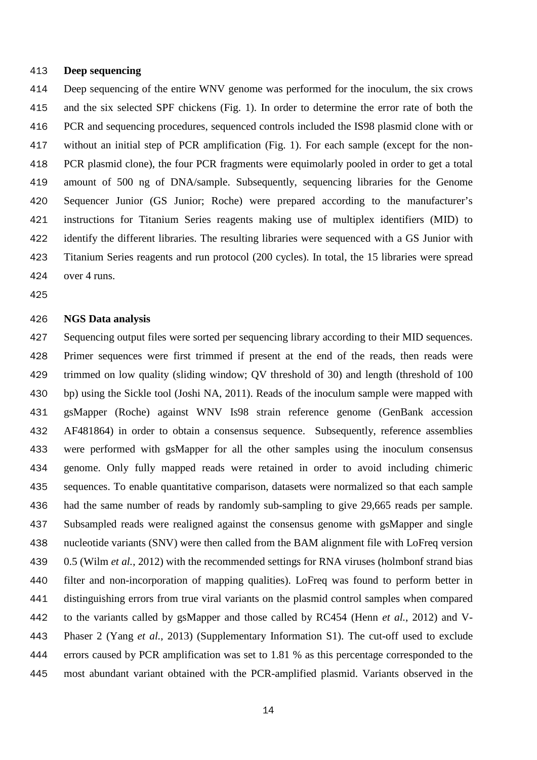**Deep sequencing**

Deep sequencing of the entire WNV genome was performed for the inoculum, the six crows and the six selected SPF chickens (Fig. 1). In order to determine the error rate of both the PCR and sequencing procedures, sequenced controls included the IS98 plasmid clone with or without an initial step of PCR amplification (Fig. 1). For each sample (except for the non-PCR plasmid clone), the four PCR fragments were equimolarly pooled in order to get a total amount of 500 ng of DNA/sample. Subsequently, sequencing libraries for the Genome Sequencer Junior (GS Junior; Roche) were prepared according to the manufacturer's instructions for Titanium Series reagents making use of multiplex identifiers (MID) to identify the different libraries. The resulting libraries were sequenced with a GS Junior with Titanium Series reagents and run protocol (200 cycles). In total, the 15 libraries were spread over 4 runs.

**NGS Data analysis**

Sequencing output files were sorted per sequencing library according to their MID sequences. Primer sequences were first trimmed if present at the end of the reads, then reads were trimmed on low quality (sliding window; QV threshold of 30) and length (threshold of 100 bp) using the Sickle tool (Joshi NA, 2011). Reads of the inoculum sample were mapped with gsMapper (Roche) against WNV Is98 strain reference genome (GenBank accession AF481864) in order to obtain a consensus sequence. Subsequently, reference assemblies were performed with gsMapper for all the other samples using the inoculum consensus genome. Only fully mapped reads were retained in order to avoid including chimeric sequences. To enable quantitative comparison, datasets were normalized so that each sample had the same number of reads by randomly sub-sampling to give 29,665 reads per sample. Subsampled reads were realigned against the consensus genome with gsMapper and single nucleotide variants (SNV) were then called from the BAM alignment file with LoFreq version 0.5 (Wilm *et al.*, 2012) with the recommended settings for RNA viruses (holmbonf strand bias filter and non-incorporation of mapping qualities). LoFreq was found to perform better in distinguishing errors from true viral variants on the plasmid control samples when compared to the variants called by gsMapper and those called by RC454 (Henn *et al.*, 2012) and V-Phaser 2 (Yang *et al.*, 2013) (Supplementary Information S1). The cut-off used to exclude errors caused by PCR amplification was set to 1.81 % as this percentage corresponded to the most abundant variant obtained with the PCR-amplified plasmid. Variants observed in the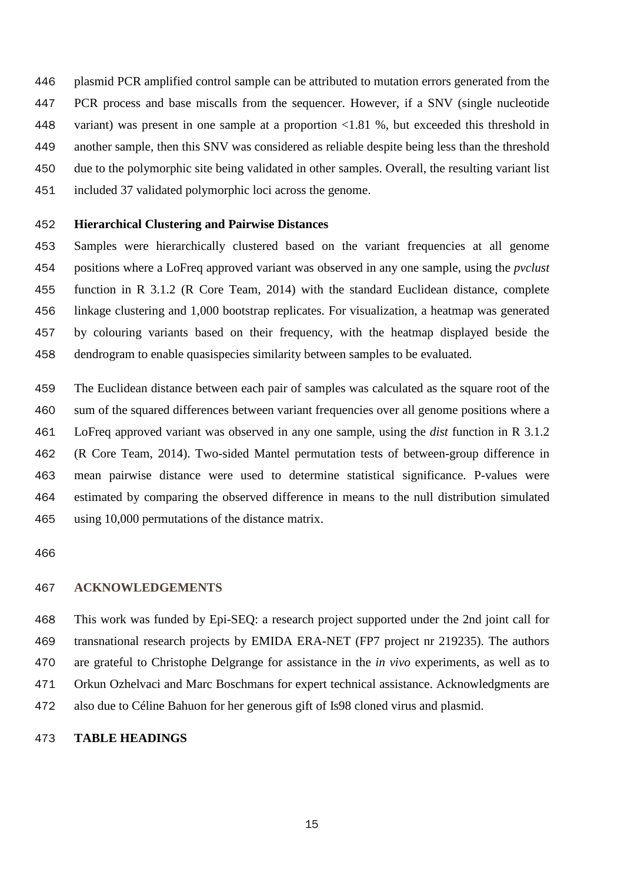plasmid PCR amplified control sample can be attributed to mutation errors generated from the PCR process and base miscalls from the sequencer. However, if a SNV (single nucleotide variant) was present in one sample at a proportion <1.81 %, but exceeded this threshold in another sample, then this SNV was considered as reliable despite being less than the threshold due to the polymorphic site being validated in other samples. Overall, the resulting variant list included 37 validated polymorphic loci across the genome.

**Hierarchical Clustering and Pairwise Distances**

Samples were hierarchically clustered based on the variant frequencies at all genome positions where a LoFreq approved variant was observed in any one sample, using the *pvclust* function in R 3.1.2 (R Core Team, 2014) with the standard Euclidean distance, complete linkage clustering and 1,000 bootstrap replicates. For visualization, a heatmap was generated by colouring variants based on their frequency, with the heatmap displayed beside the dendrogram to enable quasispecies similarity between samples to be evaluated.

The Euclidean distance between each pair of samples was calculated as the square root of the sum of the squared differences between variant frequencies over all genome positions where a LoFreq approved variant was observed in any one sample, using the *dist* function in R 3.1.2 (R Core Team, 2014). Two-sided Mantel permutation tests of between-group difference in mean pairwise distance were used to determine statistical significance. P-values were estimated by comparing the observed difference in means to the null distribution simulated using 10,000 permutations of the distance matrix.

## ACKNOWLEDGEMENTS

This work was funded by Epi-SEQ: a research project supported under the 2nd joint call for transnational research projects by EMIDA ERA-NET (FP7 project nr 219235). The authors are grateful to Christophe Delgrange for assistance in the *in vivo* experiments, as well as to Orkun Ozhelvaci and Marc Boschmans for expert technical assistance. Acknowledgments are also due to Céline Bahuon for her generous gift of Is98 cloned virus and plasmid.

**TABLE HEADINGS**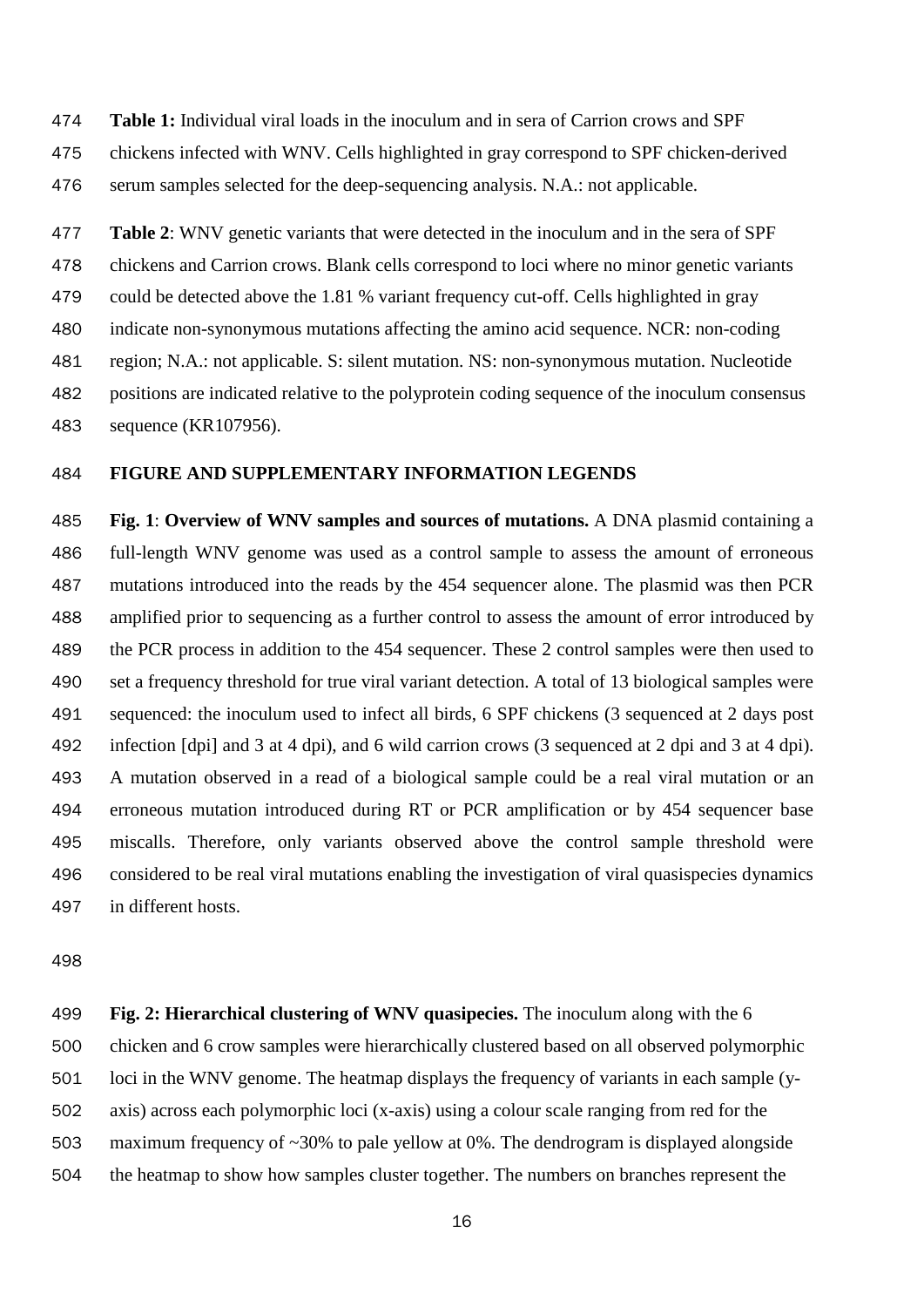**Table 1:** Individual viral loads in the inoculum and in sera of Carrion crows and SPF chickens infected with WNV. Cells highlighted in gray correspond to SPF chicken-derived serum samples selected for the deep-sequencing analysis. N.A.: not applicable.

**Table 2**: WNV genetic variants that were detected in the inoculum and in the sera of SPF chickens and Carrion crows. Blank cells correspond to loci where no minor genetic variants could be detected above the 1.81 % variant frequency cut-off. Cells highlighted in gray indicate non-synonymous mutations affecting the amino acid sequence. NCR: non-coding region; N.A.: not applicable. S: silent mutation. NS: non-synonymous mutation. Nucleotide positions are indicated relative to the polyprotein coding sequence of the inoculum consensus sequence (KR107956).

## FIGURE AND SUPPLEMENTARY INFORMATION LEGENDS

**Fig. 1**: **Overview of WNV samples and sources of mutations.** A DNA plasmid containing a full-length WNV genome was used as a control sample to assess the amount of erroneous mutations introduced into the reads by the 454 sequencer alone. The plasmid was then PCR amplified prior to sequencing as a further control to assess the amount of error introduced by the PCR process in addition to the 454 sequencer. These 2 control samples were then used to set a frequency threshold for true viral variant detection. A total of 13 biological samples were sequenced: the inoculum used to infect all birds, 6 SPF chickens (3 sequenced at 2 days post infection [dpi] and 3 at 4 dpi), and 6 wild carrion crows (3 sequenced at 2 dpi and 3 at 4 dpi). A mutation observed in a read of a biological sample could be a real viral mutation or an erroneous mutation introduced during RT or PCR amplification or by 454 sequencer base miscalls. Therefore, only variants observed above the control sample threshold were considered to be real viral mutations enabling the investigation of viral quasispecies dynamics in different hosts.

**Fig. 2: Hierarchical clustering of WNV quasipecies.** The inoculum along with the 6 chicken and 6 crow samples were hierarchically clustered based on all observed polymorphic loci in the WNV genome. The heatmap displays the frequency of variants in each sample (y-axis) across each polymorphic loci (x-axis) using a colour scale ranging from red for the maximum frequency of ~30% to pale yellow at 0%. The dendrogram is displayed alongside the heatmap to show how samples cluster together. The numbers on branches represent the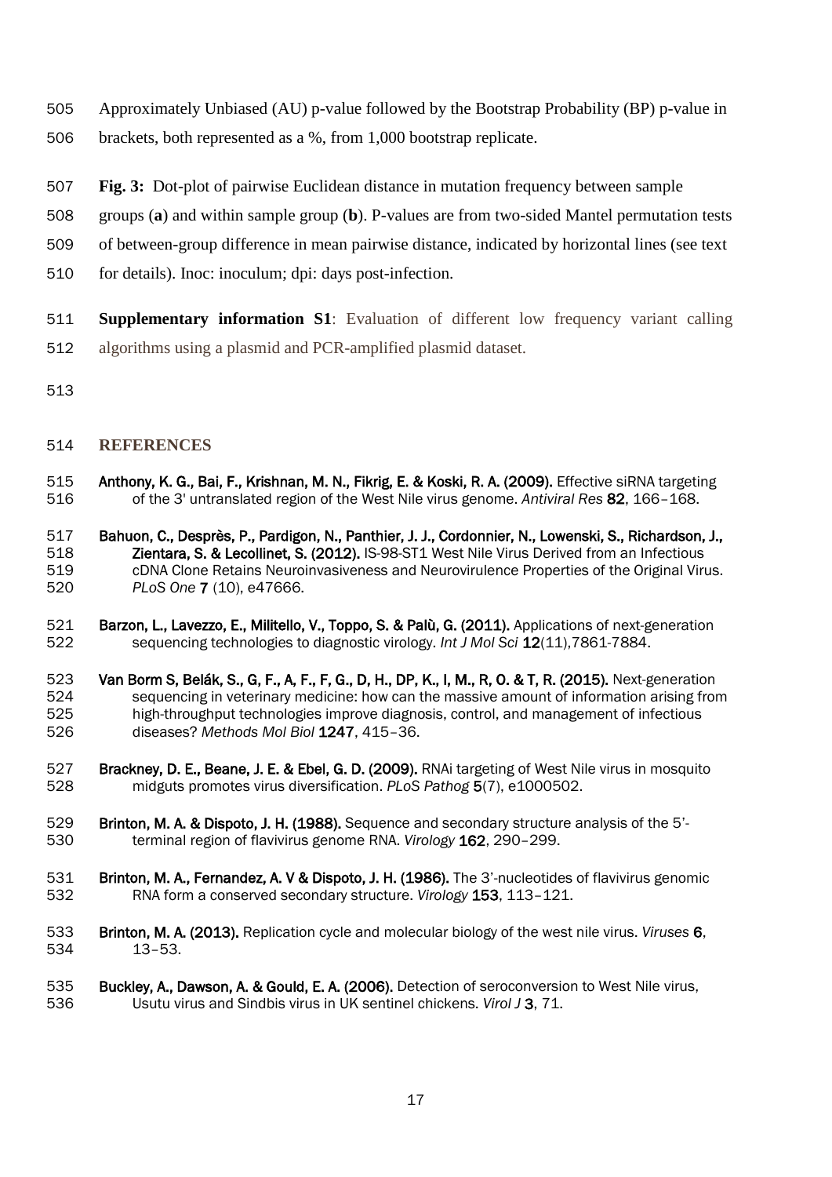Approximately Unbiased (AU) p-value followed by the Bootstrap Probability (BP) p-value in brackets, both represented as a %, from 1,000 bootstrap replicate.

**Fig. 3:** Dot-plot of pairwise Euclidean distance in mutation frequency between sample groups (**a**) and within sample group (**b**). P-values are from two-sided Mantel permutation tests of between-group difference in mean pairwise distance, indicated by horizontal lines (see text for details). Inoc: inoculum; dpi: days post-infection.

**Supplementary information S1**: Evaluation of different low frequency variant calling algorithms using a plasmid and PCR-amplified plasmid dataset.

## REFERENCES

**Anthony, K. G., Bai, F., Krishnan, M. N., Fikrig, E. & Koski, R. A. (2009).** Effective siRNA targeting of the 3' untranslated region of the West Nile virus genome. *Antiviral Res* **82**, 166–168.

**Bahuon, C., Desprès, P., Pardigon, N., Panthier, J. J., Cordonnier, N., Lowenski, S., Richardson, J., Zientara, S. & Lecollinet, S. (2012).** IS-98-ST1 West Nile Virus Derived from an Infectious cDNA Clone Retains Neuroinvasiveness and Neurovirulence Properties of the Original Virus. *PLoS One* **7** (10), e47666.

**Barzon, L., Lavezzo, E., Militello, V., Toppo, S. & Palù, G. (2011).** Applications of next-generation sequencing technologies to diagnostic virology. *Int J Mol Sci* **12**(11),7861-7884.

**Van Borm S, Belák, S., G, F., A, F., G, F., D, H., DP, K., I, M., R, O. & T, R. (2015).** Next-generation sequencing in veterinary medicine: how can the massive amount of information arising from high-throughput technologies improve diagnosis, control, and management of infectious diseases? *Methods Mol Biol* **1247**, 415–36.

**Brackney, D. E., Beane, J. E. & Ebel, G. D. (2009).** RNAi targeting of West Nile virus in mosquito midguts promotes virus diversification. *PLoS Pathog* **5**(7), e1000502.

**Brinton, M. A. & Dispoto, J. H. (1988).** Sequence and secondary structure analysis of the 5'-terminal region of flavivirus genome RNA. *Virology* **162**, 290–299.

**Brinton, M. A., Fernandez, A. V & Dispoto, J. H. (1986).** The 3'-nucleotides of flavivirus genomic RNA form a conserved secondary structure. *Virology* **153**, 113–121.

**Brinton, M. A. (2013).** Replication cycle and molecular biology of the west nile virus. *Viruses* **6**, 13–53.

**Buckley, A., Dawson, A. & Gould, E. A. (2006).** Detection of seroconversion to West Nile virus, Usutu virus and Sindbis virus in UK sentinel chickens. *Virol J* **3**, 71.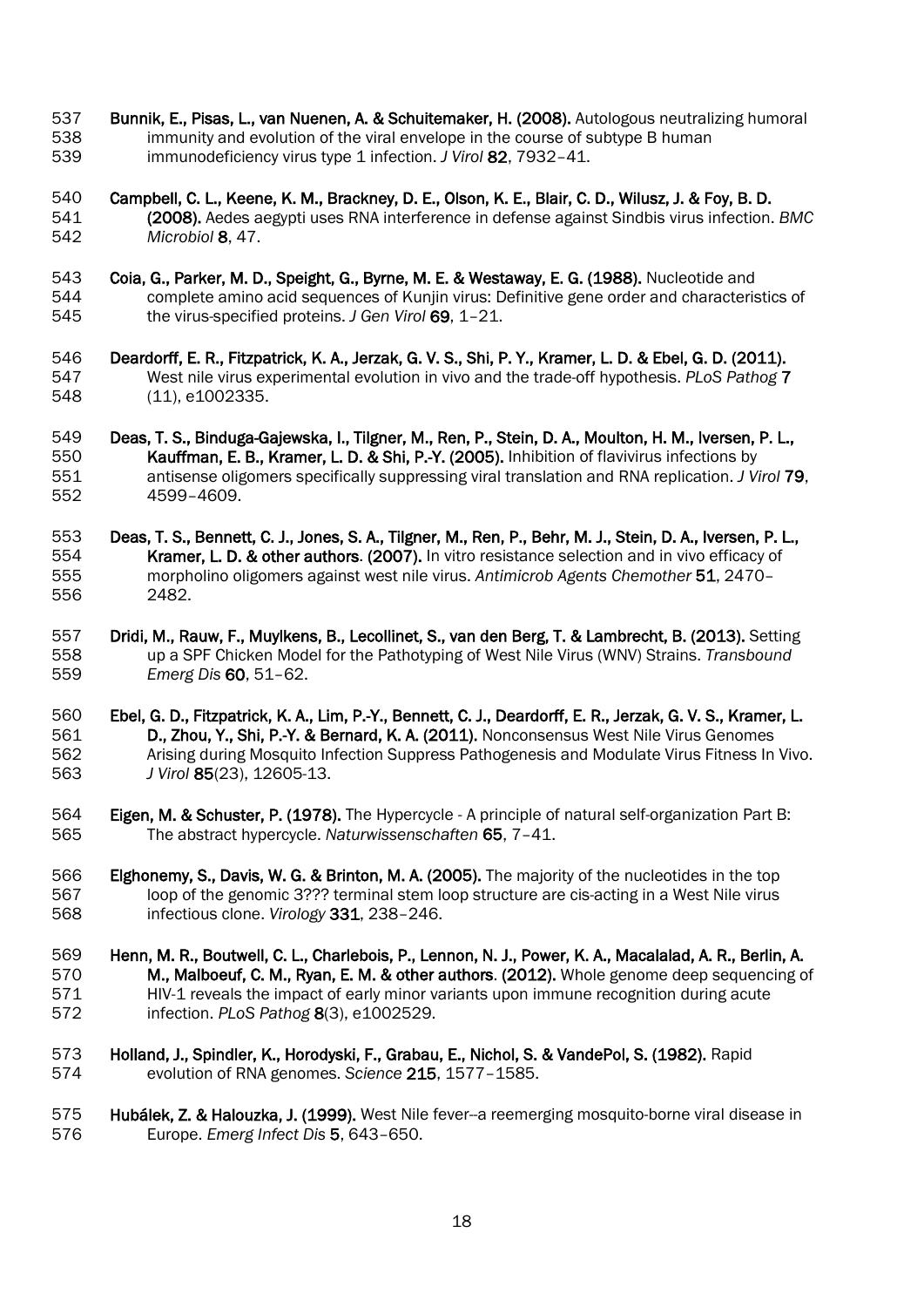**Bunnik, E., Pisas, L., van Nuenen, A. & Schuitemaker, H. (2008).** Autologous neutralizing humoral immunity and evolution of the viral envelope in the course of subtype B human immunodeficiency virus type 1 infection. *J Virol* **82**, 7932–41.

**Campbell, C. L., Keene, K. M., Brackney, D. E., Olson, K. E., Blair, C. D., Wilusz, J. & Foy, B. D. (2008).** Aedes aegypti uses RNA interference in defense against Sindbis virus infection. *BMC Microbiol* **8**, 47.

**Coia, G., Parker, M. D., Speight, G., Byrne, M. E. & Westaway, E. G. (1988).** Nucleotide and complete amino acid sequences of Kunjin virus: Definitive gene order and characteristics of the virus-specified proteins. *J Gen Virol* **69**, 1–21.

**Deardorff, E. R., Fitzpatrick, K. A., Jerzak, G. V. S., Shi, P. Y., Kramer, L. D. & Ebel, G. D. (2011).** West nile virus experimental evolution in vivo and the trade-off hypothesis. *PLoS Pathog* **7** (11), e1002335.

**Deas, T. S., Binduga-Gajewska, I., Tilgner, M., Ren, P., Stein, D. A., Moulton, H. M., Iversen, P. L., Kauffman, E. B., Kramer, L. D. & Shi, P.-Y. (2005).** Inhibition of flavivirus infections by antisense oligomers specifically suppressing viral translation and RNA replication. *J Virol* **79**, 4599–4609.

**Deas, T. S., Bennett, C. J., Jones, S. A., Tilgner, M., Ren, P., Behr, M. J., Stein, D. A., Iversen, P. L., Kramer, L. D. & other authors. (2007).** In vitro resistance selection and in vivo efficacy of morpholino oligomers against west nile virus. *Antimicrob Agents Chemother* **51**, 2470–2482.

**Dridi, M., Rauw, F., Muylkens, B., Lecollinet, S., van den Berg, T. & Lambrecht, B. (2013).** Setting up a SPF Chicken Model for the Pathotyping of West Nile Virus (WNV) Strains. *Transbound Emerg Dis* **60**, 51–62.

**Ebel, G. D., Fitzpatrick, K. A., Lim, P.-Y., Bennett, C. J., Deardorff, E. R., Jerzak, G. V. S., Kramer, L. D., Zhou, Y., Shi, P.-Y. & Bernard, K. A. (2011).** Nonconsensus West Nile Virus Genomes Arising during Mosquito Infection Suppress Pathogenesis and Modulate Virus Fitness In Vivo. *J Virol* **85**(23), 12605-13.

**Eigen, M. & Schuster, P. (1978).** The Hypercycle - A principle of natural self-organization Part B: The abstract hypercycle. *Naturwissenschaften* **65**, 7–41.

**Elghonemy, S., Davis, W. G. & Brinton, M. A. (2005).** The majority of the nucleotides in the top loop of the genomic 3??? terminal stem loop structure are cis-acting in a West Nile virus infectious clone. *Virology* **331**, 238–246.

**Henn, M. R., Boutwell, C. L., Charlebois, P., Lennon, N. J., Power, K. A., Macalalad, A. R., Berlin, A. M., Malboeuf, C. M., Ryan, E. M. & other authors. (2012).** Whole genome deep sequencing of HIV-1 reveals the impact of early minor variants upon immune recognition during acute infection. *PLoS Pathog* **8**(3), e1002529.

**Holland, J., Spindler, K., Horodyski, F., Grabau, E., Nichol, S. & VandePol, S. (1982).** Rapid evolution of RNA genomes. *Science* **215**, 1577–1585.

**Hubálek, Z. & Halouzka, J. (1999).** West Nile fever--a reemerging mosquito-borne viral disease in Europe. *Emerg Infect Dis* **5**, 643–650.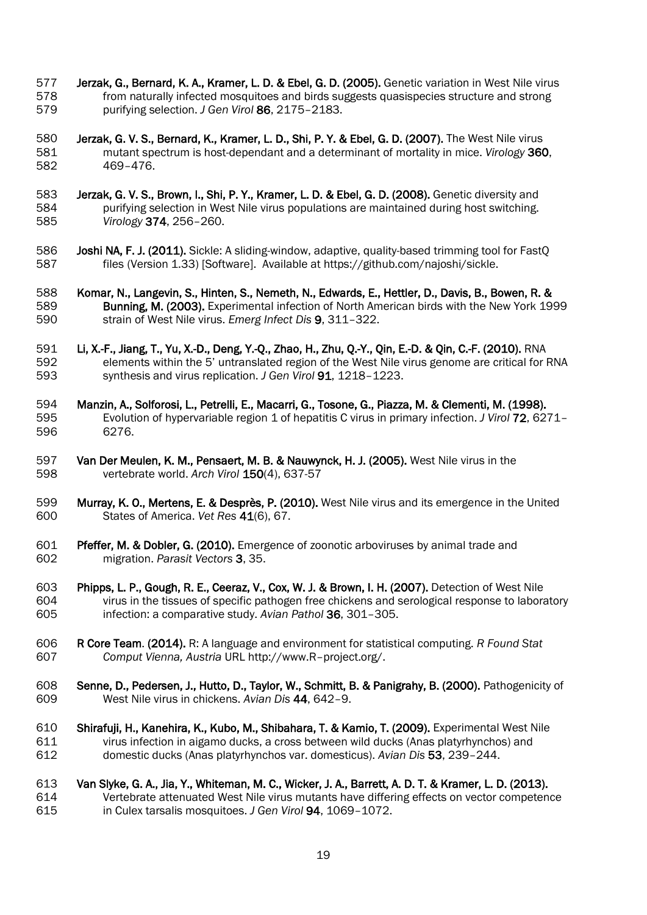**Jerzak, G., Bernard, K. A., Kramer, L. D. & Ebel, G. D. (2005).** Genetic variation in West Nile virus from naturally infected mosquitoes and birds suggests quasispecies structure and strong purifying selection. *J Gen Virol* **86**, 2175–2183.

**Jerzak, G. V. S., Bernard, K., Kramer, L. D., Shi, P. Y. & Ebel, G. D. (2007).** The West Nile virus mutant spectrum is host-dependant and a determinant of mortality in mice. *Virology* **360**, 469–476.

**Jerzak, G. V. S., Brown, I., Shi, P. Y., Kramer, L. D. & Ebel, G. D. (2008).** Genetic diversity and purifying selection in West Nile virus populations are maintained during host switching. *Virology* **374**, 256–260.

**Joshi NA, F. J. (2011).** Sickle: A sliding-window, adaptive, quality-based trimming tool for FastQ files (Version 1.33) [Software]. Available at https://github.com/najoshi/sickle.

**Komar, N., Langevin, S., Hinten, S., Nemeth, N., Edwards, E., Hettler, D., Davis, B., Bowen, R. & Bunning, M. (2003).** Experimental infection of North American birds with the New York 1999 strain of West Nile virus. *Emerg Infect Dis* **9**, 311–322.

**Li, X.-F., Jiang, T., Yu, X.-D., Deng, Y.-Q., Zhao, H., Zhu, Q.-Y., Qin, E.-D. & Qin, C.-F. (2010).** RNA elements within the 5' untranslated region of the West Nile virus genome are critical for RNA synthesis and virus replication. *J Gen Virol* **91**, 1218–1223.

**Manzin, A., Solforosi, L., Petrelli, E., Macarri, G., Tosone, G., Piazza, M. & Clementi, M. (1998).** Evolution of hypervariable region 1 of hepatitis C virus in primary infection. *J Virol* **72**, 6271–6276.

**Van Der Meulen, K. M., Pensaert, M. B. & Nauwynck, H. J. (2005).** West Nile virus in the vertebrate world. *Arch Virol* **150**(4), 637-57

**Murray, K. O., Mertens, E. & Desprès, P. (2010).** West Nile virus and its emergence in the United States of America. *Vet Res* **41**(6), 67.

**Pfeffer, M. & Dobler, G. (2010).** Emergence of zoonotic arboviruses by animal trade and migration. *Parasit Vectors* **3**, 35.

**Phipps, L. P., Gough, R. E., Ceeraz, V., Cox, W. J. & Brown, I. H. (2007).** Detection of West Nile virus in the tissues of specific pathogen free chickens and serological response to laboratory infection: a comparative study. *Avian Pathol* **36**, 301–305.

**R Core Team. (2014).** R: A language and environment for statistical computing. *R Found Stat Comput Vienna, Austria* URL http://www.R–project.org/.

**Senne, D., Pedersen, J., Hutto, D., Taylor, W., Schmitt, B. & Panigrahy, B. (2000).** Pathogenicity of West Nile virus in chickens. *Avian Dis* **44**, 642–9.

**Shirafuji, H., Kanehira, K., Kubo, M., Shibahara, T. & Kamio, T. (2009).** Experimental West Nile virus infection in aigamo ducks, a cross between wild ducks (Anas platyrhynchos) and domestic ducks (Anas platyrhynchos var. domesticus). *Avian Dis* **53**, 239–244.

**Van Slyke, G. A., Jia, Y., Whiteman, M. C., Wicker, J. A., Barrett, A. D. T. & Kramer, L. D. (2013).** Vertebrate attenuated West Nile virus mutants have differing effects on vector competence in Culex tarsalis mosquitoes. *J Gen Virol* **94**, 1069–1072.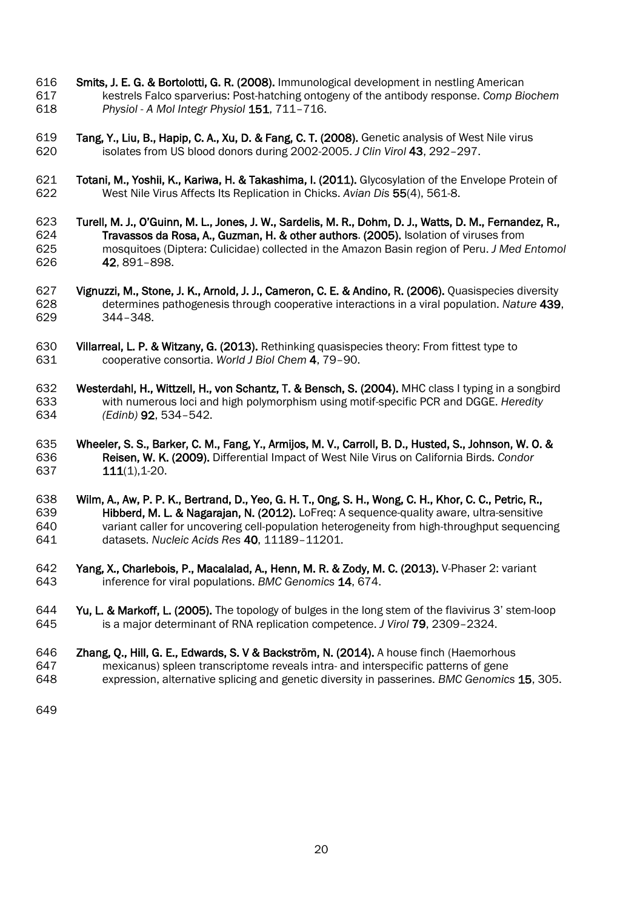**Smits, J. E. G. & Bortolotti, G. R. (2008).** Immunological development in nestling American kestrels Falco sparverius: Post-hatching ontogeny of the antibody response. *Comp Biochem Physiol - A Mol Integr Physiol* **151**, 711–716.

**Tang, Y., Liu, B., Hapip, C. A., Xu, D. & Fang, C. T. (2008).** Genetic analysis of West Nile virus isolates from US blood donors during 2002-2005. *J Clin Virol* **43**, 292–297.

**Totani, M., Yoshii, K., Kariwa, H. & Takashima, I. (2011).** Glycosylation of the Envelope Protein of West Nile Virus Affects Its Replication in Chicks. *Avian Dis* **55**(4), 561-8.

**Turell, M. J., O'Guinn, M. L., Jones, J. W., Sardelis, M. R., Dohm, D. J., Watts, D. M., Fernandez, R., Travassos da Rosa, A., Guzman, H. & other authors. (2005).** Isolation of viruses from mosquitoes (Diptera: Culicidae) collected in the Amazon Basin region of Peru. *J Med Entomol* **42**, 891–898.

**Vignuzzi, M., Stone, J. K., Arnold, J. J., Cameron, C. E. & Andino, R. (2006).** Quasispecies diversity determines pathogenesis through cooperative interactions in a viral population. *Nature* **439**, 344–348.

**Villarreal, L. P. & Witzany, G. (2013).** Rethinking quasispecies theory: From fittest type to cooperative consortia. *World J Biol Chem* **4**, 79–90.

**Westerdahl, H., Wittzell, H., von Schantz, T. & Bensch, S. (2004).** MHC class I typing in a songbird with numerous loci and high polymorphism using motif-specific PCR and DGGE. *Heredity (Edinb)* **92**, 534–542.

**Wheeler, S. S., Barker, C. M., Fang, Y., Armijos, M. V., Carroll, B. D., Husted, S., Johnson, W. O. & Reisen, W. K. (2009).** Differential Impact of West Nile Virus on California Birds. *Condor* **111**(1),1-20.

**Wilm, A., Aw, P. P. K., Bertrand, D., Yeo, G. H. T., Ong, S. H., Wong, C. H., Khor, C. C., Petric, R., Hibberd, M. L. & Nagarajan, N. (2012).** LoFreq: A sequence-quality aware, ultra-sensitive variant caller for uncovering cell-population heterogeneity from high-throughput sequencing datasets. *Nucleic Acids Res* **40**, 11189–11201.

**Yang, X., Charlebois, P., Macalalad, A., Henn, M. R. & Zody, M. C. (2013).** V-Phaser 2: variant inference for viral populations. *BMC Genomics* **14**, 674.

**Yu, L. & Markoff, L. (2005).** The topology of bulges in the long stem of the flavivirus 3' stem-loop is a major determinant of RNA replication competence. *J Virol* **79**, 2309–2324.

**Zhang, Q., Hill, G. E., Edwards, S. V & Backström, N. (2014).** A house finch (Haemorhous mexicanus) spleen transcriptome reveals intra- and interspecific patterns of gene expression, alternative splicing and genetic diversity in passerines. *BMC Genomics* **15**, 305.